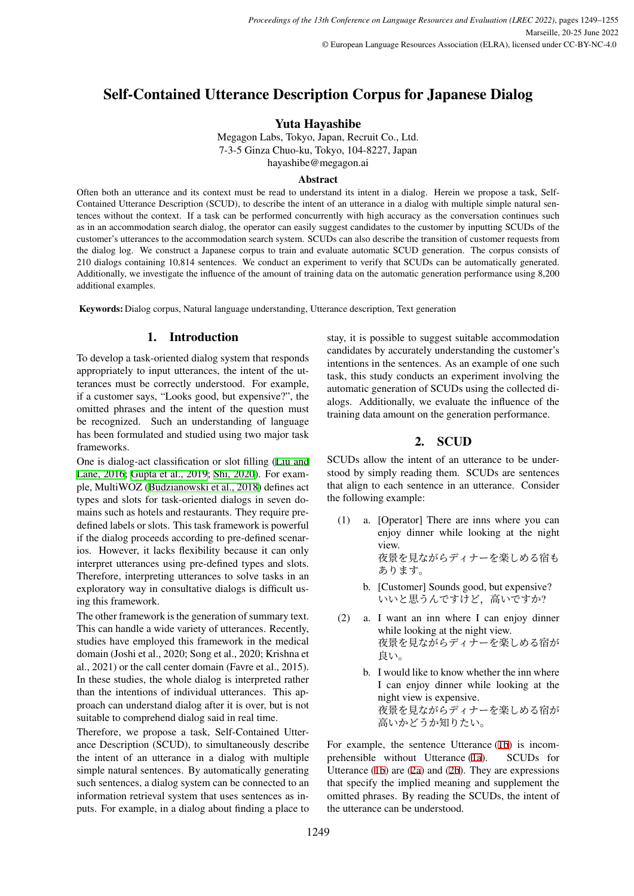# Self-Contained Utterance Description Corpus for Japanese Dialog

**Yuta Hayashibe**

Megagon Labs, Tokyo, Japan, Recruit Co., Ltd.
7-3-5 Ginza Chuo-ku, Tokyo, 104-8227, Japan
hayashibe@megagon.ai

### Abstract

Often both an utterance and its context must be read to understand its intent in a dialog. Herein we propose a task, Self-Contained Utterance Description (SCUD), to describe the intent of an utterance in a dialog with multiple simple natural sentences without the context. If a task can be performed concurrently with high accuracy as the conversation continues such as in an accommodation search dialog, the operator can easily suggest candidates to the customer by inputting SCUDs of the customer's utterances to the accommodation search system. SCUDs can also describe the transition of customer requests from the dialog log. We construct a Japanese corpus to train and evaluate automatic SCUD generation. The corpus consists of 210 dialogs containing 10,814 sentences. We conduct an experiment to verify that SCUDs can be automatically generated. Additionally, we investigate the influence of the amount of training data on the automatic generation performance using 8,200 additional examples.

**Keywords:** Dialog corpus, Natural language understanding, Utterance description, Text generation

## 1. Introduction

To develop a task-oriented dialog system that responds appropriately to input utterances, the intent of the utterances must be correctly understood. For example, if a customer says, "Looks good, but expensive?", the omitted phrases and the intent of the question must be recognized. Such an understanding of language has been formulated and studied using two major task frameworks.

One is dialog-act classification or slot filling (Liu and Lane, 2016; Gupta et al., 2019; Shi, 2020). For example, MultiWOZ (Budzianowski et al., 2018) defines act types and slots for task-oriented dialogs in seven domains such as hotels and restaurants. They require predefined labels or slots. This task framework is powerful if the dialog proceeds according to pre-defined scenarios. However, it lacks flexibility because it can only interpret utterances using pre-defined types and slots. Therefore, interpreting utterances to solve tasks in an exploratory way in consultative dialogs is difficult using this framework.

The other framework is the generation of summary text. This can handle a wide variety of utterances. Recently, studies have employed this framework in the medical domain (Joshi et al., 2020; Song et al., 2020; Krishna et al., 2021) or the call center domain (Favre et al., 2015). In these studies, the whole dialog is interpreted rather than the intentions of individual utterances. This approach can understand dialog after it is over, but is not suitable to comprehend dialog said in real time.

Therefore, we propose a task, Self-Contained Utterance Description (SCUD), to simultaneously describe the intent of an utterance in a dialog with multiple simple natural sentences. By automatically generating such sentences, a dialog system can be connected to an information retrieval system that uses sentences as inputs. For example, in a dialog about finding a place to stay, it is possible to suggest suitable accommodation candidates by accurately understanding the customer's intentions in the sentences. As an example of one such task, this study conducts an experiment involving the automatic generation of SCUDs using the collected dialogs. Additionally, we evaluate the influence of the training data amount on the generation performance.

## 2. SCUD

SCUDs allow the intent of an utterance to be understood by simply reading them. SCUDs are sentences that align to each sentence in an utterance. Consider the following example:

(1) a. [Operator] There are inns where you can enjoy dinner while looking at the night view.
夜景を見ながらディナーを楽しめる宿もあります。

b. [Customer] Sounds good, but expensive?
いいと思うんですけど，高いですか?

(2) a. I want an inn where I can enjoy dinner while looking at the night view.
夜景を見ながらディナーを楽しめる宿が良い。

b. I would like to know whether the inn where I can enjoy dinner while looking at the night view is expensive.
夜景を見ながらディナーを楽しめる宿が高いかどうか知りたい。

For example, the sentence Utterance (1b) is incomprehensible without Utterance (1a). SCUDs for Utterance (1b) are (2a) and (2b). They are expressions that specify the implied meaning and supplement the omitted phrases. By reading the SCUDs, the intent of the utterance can be understood.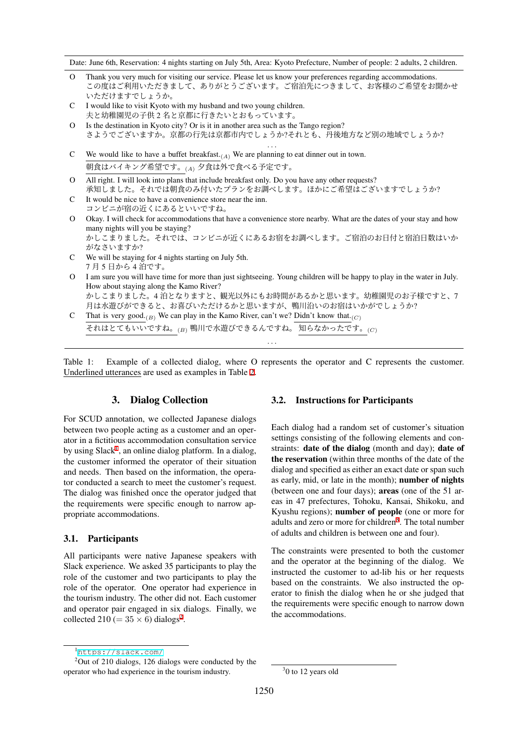| | Date: June 6th, Reservation: 4 nights starting on July 5th, Area: Kyoto Prefecture, Number of people: 2 adults, 2 children. |
|---|---|
| O | Thank you very much for visiting our service. Please let us know your preferences regarding accommodations.<br>この度はご利用いただきまして、ありがとうございます。ご宿泊先につきまして、お客様のご希望をお聞かせいただけますでしょうか。 |
| C | I would like to visit Kyoto with my husband and two young children.<br>夫と幼稚園児の子供 2 名と京都に行きたいとおもっています。 |
| O | Is the destination in Kyoto city? Or is it in another area such as the Tango region?<br>さようでございますか。京都の行先は京都市内でしょうか?それとも、丹後地方など別の地域でしょうか? |
| | . . . |
| C | We would like to have a buffet breakfast.$_{(A)}$ We are planning to eat dinner out in town.<br>朝食はバイキング希望です。$_{(A)}$ 夕食は外で食べる予定です。 |
| O | All right. I will look into plans that include breakfast only. Do you have any other requests?<br>承知しました。それでは朝食のみ付いたプランをお調べします。ほかにご希望はございますでしょうか? |
| C | It would be nice to have a convenience store near the inn.<br>コンビニが宿の近くにあるといいですね。 |
| O | Okay. I will check for accommodations that have a convenience store nearby. What are the dates of your stay and how many nights will you be staying?<br>かしこまりました。それでは、コンビニが近くにあるお宿をお調べします。ご宿泊のお日付と宿泊日数はいかがなさいますか? |
| C | We will be staying for 4 nights starting on July 5th.<br>7 月 5 日から 4 泊です。 |
| O | I am sure you will have time for more than just sightseeing. Young children will be happy to play in the water in July. How about staying along the Kamo River?<br>かしこまりました。4 泊となりますと、観光以外にもお時間があるかと思います。幼稚園児のお子様ですと、7 月は水遊びができると、お喜びいただけるかと思いますが、鴨川沿いのお宿はいかがでしょうか? |
| C | That is very good.$_{(B)}$ We can play in the Kamo River, can't we? Didn't know that.$_{(C)}$<br>それはとてもいいですね。$_{(B)}$ 鴨川で水遊びできるんですね。 知らなかったです。$_{(C)}$ |
| | . . . |

Table 1: Example of a collected dialog, where O represents the operator and C represents the customer. Underlined utterances are used as examples in Table 2.

## 3. Dialog Collection

For SCUD annotation, we collected Japanese dialogs between two people acting as a customer and an operator in a fictitious accommodation consultation service by using Slack[1], an online dialog platform. In a dialog, the customer informed the operator of their situation and needs. Then based on the information, the operator conducted a search to meet the customer's request. The dialog was finished once the operator judged that the requirements were specific enough to narrow appropriate accommodations.

### 3.1. Participants

All participants were native Japanese speakers with Slack experience. We asked 35 participants to play the role of the customer and two participants to play the role of the operator. One operator had experience in the tourism industry. The other did not. Each customer and operator pair engaged in six dialogs. Finally, we collected 210 ($= 35 \times 6$) dialogs[2].

### 3.2. Instructions for Participants

Each dialog had a random set of customer's situation settings consisting of the following elements and constraints: **date of the dialog** (month and day); **date of the reservation** (within three months of the date of the dialog and specified as either an exact date or span such as early, mid, or late in the month); **number of nights** (between one and four days); **areas** (one of the 51 areas in 47 prefectures, Tohoku, Kansai, Shikoku, and Kyushu regions); **number of people** (one or more for adults and zero or more for children[3]. The total number of adults and children is between one and four).

The constraints were presented to both the customer and the operator at the beginning of the dialog. We instructed the customer to ad-lib his or her requests based on the constraints. We also instructed the operator to finish the dialog when he or she judged that the requirements were specific enough to narrow down the accommodations.

[1] https://slack.com/

[2] Out of 210 dialogs, 126 dialogs were conducted by the operator who had experience in the tourism industry.

[3] 0 to 12 years old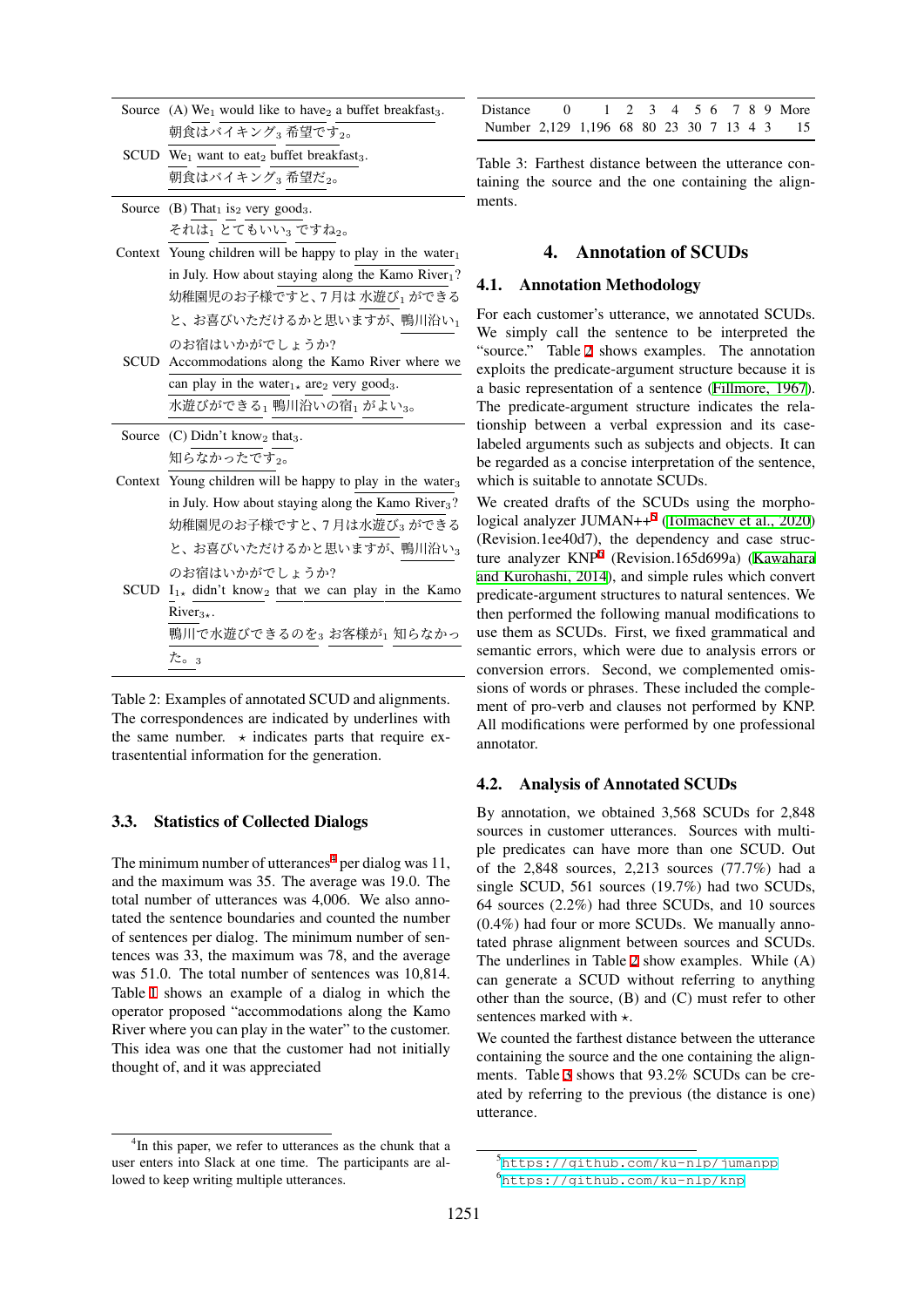| | |
|---|---|
| Source | (A) $\text{We}_1$ would like to $\text{have}_2$ a buffet $\text{breakfast}_3$. |
| | 朝食は$\text{バイキング}_3$ $\text{希望です}_2$。 |
| SCUD | $\text{We}_1$ want to $\text{eat}_2$ buffet $\text{breakfast}_3$. |
| | 朝食は$\text{バイキング}_3$ $\text{希望だ}_2$。 |
| Source | (B) $\text{That}_1$ $\text{is}_2$ very $\text{good}_3$. |
| | $\text{それは}_1$ $\text{とてもいい}_3$ $\text{ですね}_2$。 |
| Context | Young children will be happy to play in the $\text{water}_1$ in July. How about staying along the Kamo $\text{River}_1$? |
| | 幼稚園児のお子様ですと、7月は$\text{水遊び}_1$ができると、お喜びいただけるかと思いますが、$\text{鴨川沿い}_1$のお宿はいかがでしょうか? |
| SCUD | Accommodations along the Kamo River where we can play in the $\text{water}_{1\star}$ $\text{are}_2$ very $\text{good}_3$. |
| | $\text{水遊びができる}_1$ $\text{鴨川沿いの宿}_1$ $\text{がよい}_3$。 |
| Source | (C) Didn't $\text{know}_2$ $\text{that}_3$. |
| | $\text{知らなかったです}_2$。 |
| Context | Young children will be happy to play in the $\text{water}_3$ in July. How about staying along the Kamo $\text{River}_3$? |
| | 幼稚園児のお子様ですと、7月は$\text{水遊び}_3$ができると、お喜びいただけるかと思いますが、$\text{鴨川沿い}_3$のお宿はいかがでしょうか? |
| SCUD | $\text{I}_{1\star}$ didn't $\text{know}_2$ that we can play in the Kamo $\text{River}_{3\star}$. |
| | $\text{鴨川で水遊びできるのを}_3$ $\text{お客様が}_1$ $\text{知らなかった}_2$。 |

Table 2: Examples of annotated SCUD and alignments. The correspondences are indicated by underlines with the same number. ⋆ indicates parts that require extrasentential information for the generation.

### 3.3. Statistics of Collected Dialogs

The minimum number of utterances[4] per dialog was 11, and the maximum was 35. The average was 19.0. The total number of utterances was 4,006. We also annotated the sentence boundaries and counted the number of sentences per dialog. The minimum number of sentences was 33, the maximum was 78, and the average was 51.0. The total number of sentences was 10,814. Table 1 shows an example of a dialog in which the operator proposed "accommodations along the Kamo River where you can play in the water" to the customer. This idea was one that the customer had not initially thought of, and it was appreciated

| Distance | 0 | 1 | 2 | 3 | 4 | 5 | 6 | 7 | 8 | 9 | More |
|---|---|---|---|---|---|---|---|---|---|---|---|
| Number | 2,129 | 1,196 | 68 | 80 | 23 | 30 | 7 | 13 | 4 | 3 | 15 |

Table 3: Farthest distance between the utterance containing the source and the one containing the alignments.

## 4. Annotation of SCUDs

### 4.1. Annotation Methodology

For each customer's utterance, we annotated SCUDs. We simply call the sentence to be interpreted the "source." Table 2 shows examples. The annotation exploits the predicate-argument structure because it is a basic representation of a sentence (Fillmore, 1967). The predicate-argument structure indicates the relationship between a verbal expression and its case-labeled arguments such as subjects and objects. It can be regarded as a concise interpretation of the sentence, which is suitable to annotate SCUDs.

We created drafts of the SCUDs using the morphological analyzer JUMAN++[5] (Tolmachev et al., 2020) (Revision.1ee40d7), the dependency and case structure analyzer KNP[6] (Revision.165d699a) (Kawahara and Kurohashi, 2014), and simple rules which convert predicate-argument structures to natural sentences. We then performed the following manual modifications to use them as SCUDs. First, we fixed grammatical and semantic errors, which were due to analysis errors or conversion errors. Second, we complemented omissions of words or phrases. These included the complement of pro-verb and clauses not performed by KNP. All modifications were performed by one professional annotator.

### 4.2. Analysis of Annotated SCUDs

By annotation, we obtained 3,568 SCUDs for 2,848 sources in customer utterances. Sources with multiple predicates can have more than one SCUD. Out of the 2,848 sources, 2,213 sources (77.7%) had a single SCUD, 561 sources (19.7%) had two SCUDs, 64 sources (2.2%) had three SCUDs, and 10 sources (0.4%) had four or more SCUDs. We manually annotated phrase alignment between sources and SCUDs. The underlines in Table 2 show examples. While (A) can generate a SCUD without referring to anything other than the source, (B) and (C) must refer to other sentences marked with ⋆.

We counted the farthest distance between the utterance containing the source and the one containing the alignments. Table 3 shows that 93.2% SCUDs can be created by referring to the previous (the distance is one) utterance.

[4] In this paper, we refer to utterances as the chunk that a user enters into Slack at one time. The participants are allowed to keep writing multiple utterances.

[5] https://github.com/ku-nlp/jumanpp

[6] https://github.com/ku-nlp/knp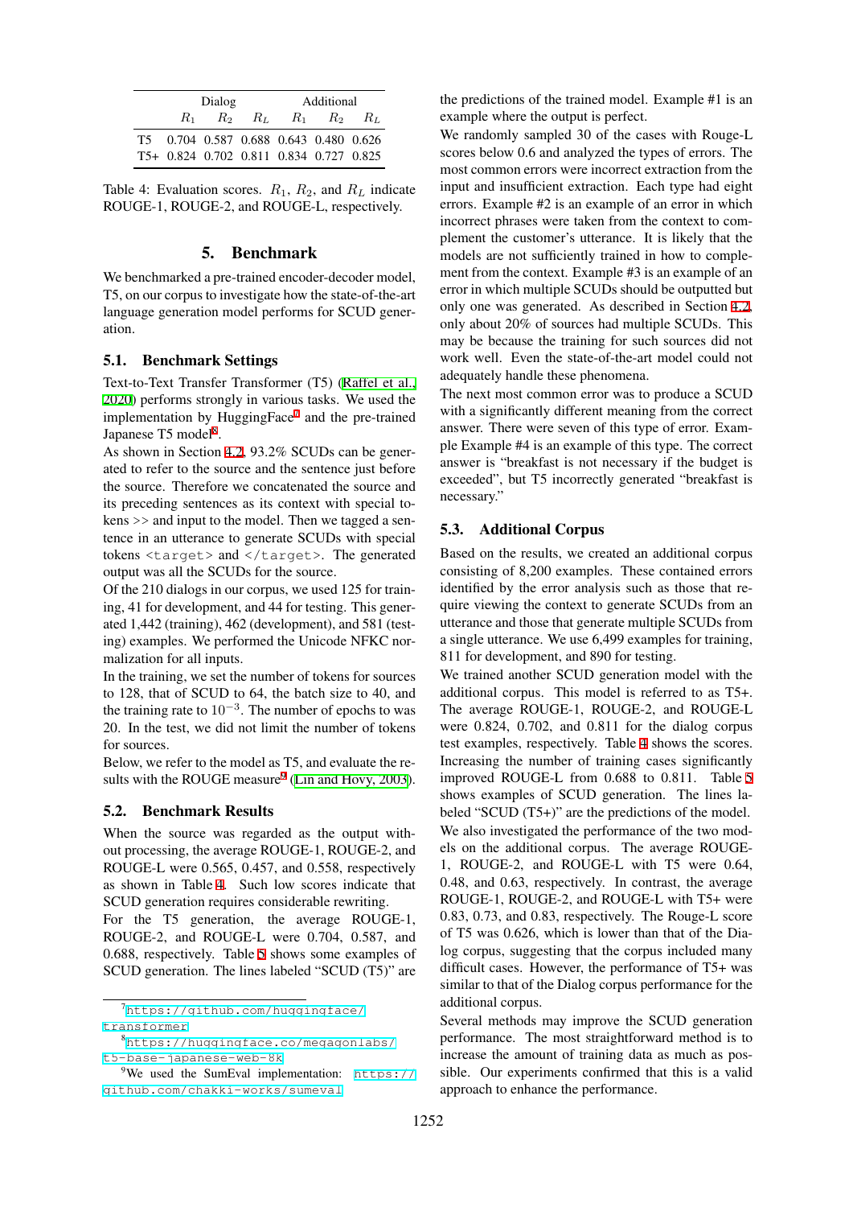| | Dialog | | | Additional | | |
|---|---|---|---|---|---|---|
| | $R_1$ | $R_2$ | $R_L$ | $R_1$ | $R_2$ | $R_L$ |
| T5 | 0.704 | 0.587 | 0.688 | 0.643 | 0.480 | 0.626 |
| T5+ | 0.824 | 0.702 | 0.811 | 0.834 | 0.727 | 0.825 |

Table 4: Evaluation scores. $R_1$, $R_2$, and $R_L$ indicate ROUGE-1, ROUGE-2, and ROUGE-L, respectively.

## 5. Benchmark

We benchmarked a pre-trained encoder-decoder model, T5, on our corpus to investigate how the state-of-the-art language generation model performs for SCUD generation.

### 5.1. Benchmark Settings

Text-to-Text Transfer Transformer (T5) (Raffel et al., 2020) performs strongly in various tasks. We used the implementation by HuggingFace[7] and the pre-trained Japanese T5 model[8].

As shown in Section 4.2, 93.2% SCUDs can be generated to refer to the source and the sentence just before the source. Therefore we concatenated the source and its preceding sentences as context with special tokens >> and input to the model. Then we tagged a sentence in an utterance to generate SCUDs with special tokens `<target>` and `</target>`. The generated output was all the SCUDs for the source.

Of the 210 dialogs in our corpus, we used 125 for training, 41 for development, and 44 for testing. This generated 1,442 (training), 462 (development), and 581 (testing) examples. We performed the Unicode NFKC normalization for all inputs.

In the training, we set the number of tokens for sources to 128, that of SCUD to 64, the batch size to 40, and the training rate to $10^{-3}$. The number of epochs to was 20. In the test, we did not limit the number of tokens for sources.

Below, we refer to the model as T5, and evaluate the results with the ROUGE measure[9] (Lin and Hovy, 2003).

### 5.2. Benchmark Results

When the source was regarded as the output without processing, the average ROUGE-1, ROUGE-2, and ROUGE-L were 0.565, 0.457, and 0.558, respectively as shown in Table 4. Such low scores indicate that SCUD generation requires considerable rewriting.

For the T5 generation, the average ROUGE-1, ROUGE-2, and ROUGE-L were 0.704, 0.587, and 0.688, respectively. Table 5 shows some examples of SCUD generation. The lines labeled "SCUD (T5)" are the predictions of the trained model. Example #1 is an example where the output is perfect.

We randomly sampled 30 of the cases with Rouge-L scores below 0.6 and analyzed the types of errors. The most common errors were incorrect extraction from the input and insufficient extraction. Each type had eight errors. Example #2 is an example of an error in which incorrect phrases were taken from the context to complement the customer's utterance. It is likely that the models are not sufficiently trained in how to complement from the context. Example #3 is an example of an error in which multiple SCUDs should be outputted but only one was generated. As described in Section 4.2, only about 20% of sources had multiple SCUDs. This may be because the training for such sources did not work well. Even the state-of-the-art model could not adequately handle these phenomena.

The next most common error was to produce a SCUD with a significantly different meaning from the correct answer. There were seven of this type of error. Example Example #4 is an example of this type. The correct answer is "breakfast is not necessary if the budget is exceeded", but T5 incorrectly generated "breakfast is necessary."

### 5.3. Additional Corpus

Based on the results, we created an additional corpus consisting of 8,200 examples. These contained errors identified by the error analysis such as those that require viewing the context to generate SCUDs from an utterance and those that generate multiple SCUDs from a single utterance. We use 6,499 examples for training, 811 for development, and 890 for testing.

We trained another SCUD generation model with the additional corpus. This model is referred to as T5+. The average ROUGE-1, ROUGE-2, and ROUGE-L were 0.824, 0.702, and 0.811 for the dialog corpus test examples, respectively. Table 4 shows the scores. Increasing the number of training cases significantly improved ROUGE-L from 0.688 to 0.811. Table 5 shows examples of SCUD generation. The lines labeled "SCUD (T5+)" are the predictions of the model.

We also investigated the performance of the two models on the additional corpus. The average ROUGE-1, ROUGE-2, and ROUGE-L with T5 were 0.64, 0.48, and 0.63, respectively. In contrast, the average ROUGE-1, ROUGE-2, and ROUGE-L with T5+ were 0.83, 0.73, and 0.83, respectively. The Rouge-L score of T5 was 0.626, which is lower than that of the Dialog corpus, suggesting that the corpus included many difficult cases. However, the performance of T5+ was similar to that of the Dialog corpus performance for the additional corpus.

Several methods may improve the SCUD generation performance. The most straightforward method is to increase the amount of training data as much as possible. Our experiments confirmed that this is a valid approach to enhance the performance.

[7] https://github.com/huggingface/transformer

[8] https://huggingface.co/megagonlabs/t5-base-japanese-web-8k

[9] We used the SumEval implementation: https://github.com/chakki-works/sumeval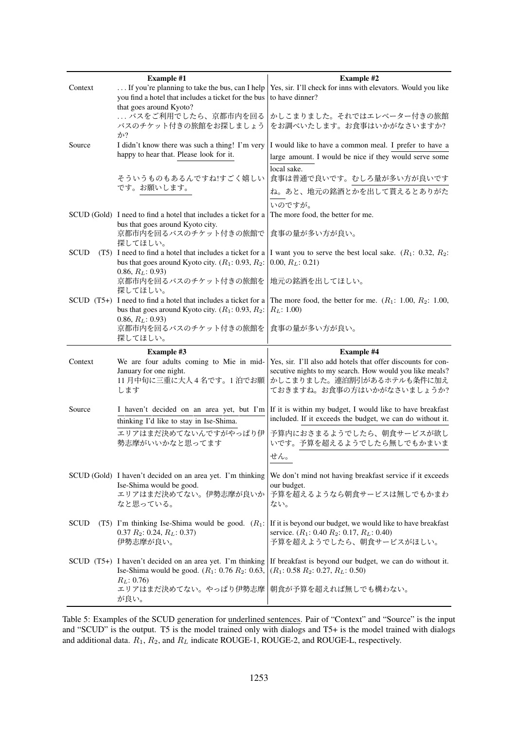| | Example #1 | Example #2 |
|---|---|---|
| Context | ... If you're planning to take the bus, can I help you find a hotel that includes a ticket for the bus that goes around Kyoto?<br>...バスをご利用でしたら、京都市内を回るバスのチケット付きの旅館をお探ししましょうか? | Yes, sir. I'll check for inns with elevators. Would you like to have dinner?<br>かしこまりました。それではエレベーター付きの旅館をお調べいたします。お食事はいかがなさいますか? |
| Source | I didn't know there was such a thing! I'm very happy to hear that. <u>Please look for it.</u><br>そういうものもあるんですね!すごく嬉しいです。<u>お願いします。</u> | I would like to have a common meal. <u>I prefer to have a large amount.</u> I would be nice if they <u>would serve some local sake.</u><br>食事は普通で良いです。<u>むしろ量が多い方が良いですね。</u>あと、<u>地元の銘酒とかを出して貰えるとありがたいのですが。</u> |
| SCUD (Gold) | I need to find a hotel that includes a ticket for a bus that goes around Kyoto city.<br>京都市内を回るバスのチケット付きの旅館で探してほしい。 | The more food, the better for me.<br>食事の量が多い方が良い。 |
| SCUD (T5) | I need to find a hotel that includes a ticket for a bus that goes around Kyoto city. ($R_1$: 0.93, $R_2$: 0.86, $R_L$: 0.93)<br>京都市内を回るバスのチケット付きの旅館を探してほしい。 | I want you to serve the best local sake. ($R_1$: 0.32, $R_2$: 0.00, $R_L$: 0.21)<br>地元の銘酒を出してほしい。 |
| SCUD (T5+) | I need to find a hotel that includes a ticket for a bus that goes around Kyoto city. ($R_1$: 0.93, $R_2$: 0.86, $R_L$: 0.93)<br>京都市内を回るバスのチケット付きの旅館を探してほしい。 | The more food, the better for me. ($R_1$: 1.00, $R_2$: 1.00, $R_L$: 1.00)<br>食事の量が多い方が良い。 |
| | **Example #3** | **Example #4** |
| Context | We are four adults coming to Mie in mid-January for one night.<br>11月中旬に三重に大人4名です。1泊でお願いします | Yes, sir. I'll also add hotels that offer discounts for consecutive nights to my search. How would you like meals?<br>かしこまりました。連泊割引があるホテルも条件に加えておきますね。お食事の方はいかがなさいましょうか? |
| Source | <u>I haven't decided on an area yet, but I'm thinking I'd like to stay in Ise-Shima.</u><br><u>エリアはまだ決めてないんですがやっぱり伊勢志摩がいいかなと思ってます</u> | If it is within my budget, I would like to have breakfast included. <u>If it exceeds the budget, we can do without it.</u><br>予算内におさまるようでしたら、朝食サービスが欲しいです。<u>予算を超えるようでしたら無しでもかまいません。</u> |
| SCUD (Gold) | I haven't decided on an area yet. I'm thinking Ise-Shima would be good.<br>エリアはまだ決めてない。伊勢志摩が良いかなと思っている。 | We don't mind not having breakfast service if it exceeds our budget.<br>予算を超えるようなら朝食サービスは無しでもかまわない。 |
| SCUD (T5) | I'm thinking Ise-Shima would be good. ($R_1$: 0.37 $R_2$: 0.24, $R_L$: 0.37)<br>伊勢志摩が良い。 | If it is beyond our budget, we would like to have breakfast service. ($R_1$: 0.40 $R_2$: 0.17, $R_L$: 0.40)<br>予算を超えようでしたら、朝食サービスがほしい。 |
| SCUD (T5+) | I haven't decided on an area yet. I'm thinking Ise-Shima would be good. ($R_1$: 0.76 $R_2$: 0.63, $R_L$: 0.76)<br>エリアはまだ決めてない。やっぱり伊勢志摩が良い。 | If breakfast is beyond our budget, we can do without it. ($R_1$: 0.58 $R_2$: 0.27, $R_L$: 0.50)<br>朝食が予算を超えれば無しでも構わない。 |

Table 5: Examples of the SCUD generation for underlined sentences. Pair of "Context" and "Source" is the input and "SCUD" is the output. T5 is the model trained only with dialogs and T5+ is the model trained with dialogs and additional data. $R_1$, $R_2$, and $R_L$ indicate ROUGE-1, ROUGE-2, and ROUGE-L, respectively.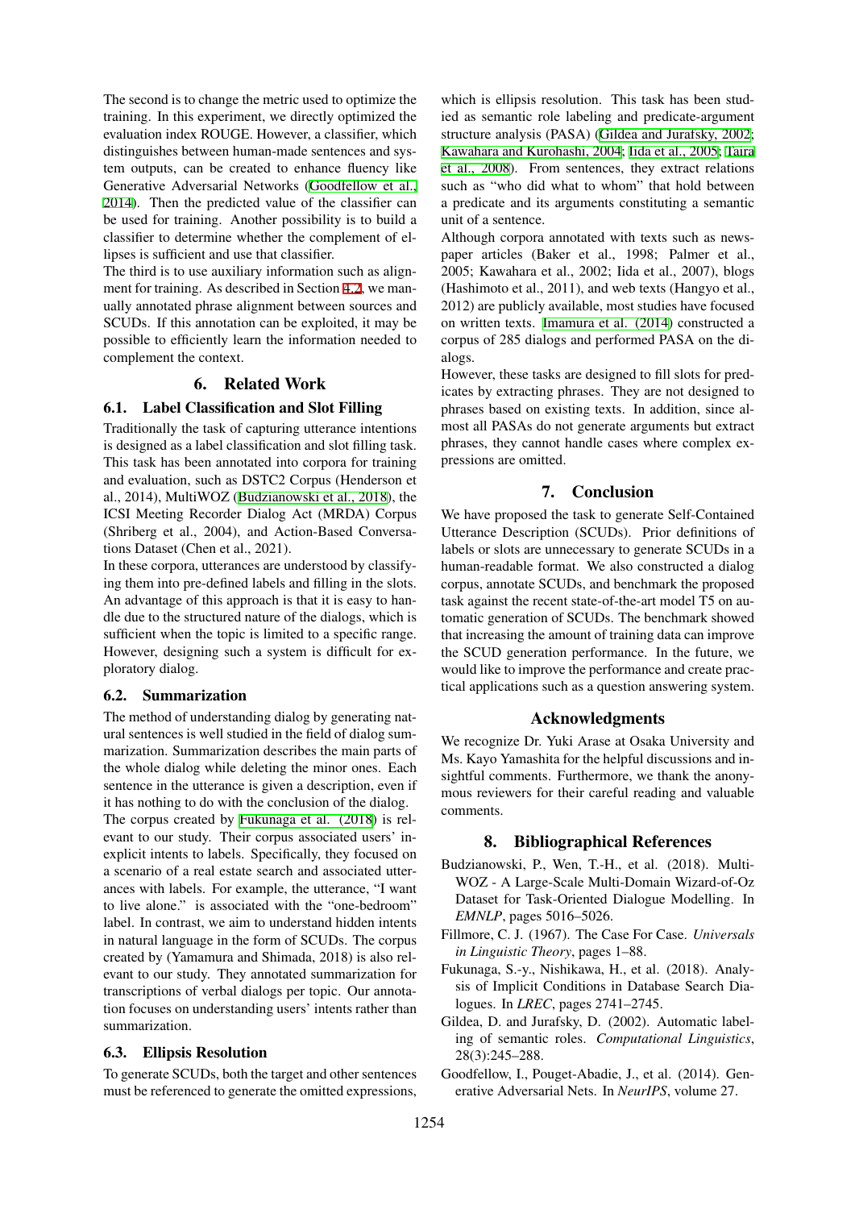The second is to change the metric used to optimize the training. In this experiment, we directly optimized the evaluation index ROUGE. However, a classifier, which distinguishes between human-made sentences and system outputs, can be created to enhance fluency like Generative Adversarial Networks (Goodfellow et al., 2014). Then the predicted value of the classifier can be used for training. Another possibility is to build a classifier to determine whether the complement of ellipses is sufficient and use that classifier.

The third is to use auxiliary information such as alignment for training. As described in Section 4.2, we manually annotated phrase alignment between sources and SCUDs. If this annotation can be exploited, it may be possible to efficiently learn the information needed to complement the context.

# 6. Related Work

## 6.1. Label Classification and Slot Filling

Traditionally the task of capturing utterance intentions is designed as a label classification and slot filling task. This task has been annotated into corpora for training and evaluation, such as DSTC2 Corpus (Henderson et al., 2014), MultiWOZ (Budzianowski et al., 2018), the ICSI Meeting Recorder Dialog Act (MRDA) Corpus (Shriberg et al., 2004), and Action-Based Conversations Dataset (Chen et al., 2021).

In these corpora, utterances are understood by classifying them into pre-defined labels and filling in the slots. An advantage of this approach is that it is easy to handle due to the structured nature of the dialogs, which is sufficient when the topic is limited to a specific range. However, designing such a system is difficult for exploratory dialog.

## 6.2. Summarization

The method of understanding dialog by generating natural sentences is well studied in the field of dialog summarization. Summarization describes the main parts of the whole dialog while deleting the minor ones. Each sentence in the utterance is given a description, even if it has nothing to do with the conclusion of the dialog.

The corpus created by Fukunaga et al. (2018) is relevant to our study. Their corpus associated users' inexplicit intents to labels. Specifically, they focused on a scenario of a real estate search and associated utterances with labels. For example, the utterance, "I want to live alone." is associated with the "one-bedroom" label. In contrast, we aim to understand hidden intents in natural language in the form of SCUDs. The corpus created by (Yamamura and Shimada, 2018) is also relevant to our study. They annotated summarization for transcriptions of verbal dialogs per topic. Our annotation focuses on understanding users' intents rather than summarization.

## 6.3. Ellipsis Resolution

To generate SCUDs, both the target and other sentences must be referenced to generate the omitted expressions, which is ellipsis resolution. This task has been studied as semantic role labeling and predicate-argument structure analysis (PASA) (Gildea and Jurafsky, 2002; Kawahara and Kurohashi, 2004; Iida et al., 2005; Taira et al., 2008). From sentences, they extract relations such as "who did what to whom" that hold between a predicate and its arguments constituting a semantic unit of a sentence.

Although corpora annotated with texts such as newspaper articles (Baker et al., 1998; Palmer et al., 2005; Kawahara et al., 2002; Iida et al., 2007), blogs (Hashimoto et al., 2011), and web texts (Hangyo et al., 2012) are publicly available, most studies have focused on written texts. Imamura et al. (2014) constructed a corpus of 285 dialogs and performed PASA on the dialogs.

However, these tasks are designed to fill slots for predicates by extracting phrases. They are not designed to phrases based on existing texts. In addition, since almost all PASAs do not generate arguments but extract phrases, they cannot handle cases where complex expressions are omitted.

# 7. Conclusion

We have proposed the task to generate Self-Contained Utterance Description (SCUDs). Prior definitions of labels or slots are unnecessary to generate SCUDs in a human-readable format. We also constructed a dialog corpus, annotate SCUDs, and benchmark the proposed task against the recent state-of-the-art model T5 on automatic generation of SCUDs. The benchmark showed that increasing the amount of training data can improve the SCUD generation performance. In the future, we would like to improve the performance and create practical applications such as a question answering system.

# Acknowledgments

We recognize Dr. Yuki Arase at Osaka University and Ms. Kayo Yamashita for the helpful discussions and insightful comments. Furthermore, we thank the anonymous reviewers for their careful reading and valuable comments.

# 8. Bibliographical References

Budzianowski, P., Wen, T.-H., et al. (2018). MultiWOZ - A Large-Scale Multi-Domain Wizard-of-Oz Dataset for Task-Oriented Dialogue Modelling. In *EMNLP*, pages 5016–5026.

Fillmore, C. J. (1967). The Case For Case. *Universals in Linguistic Theory*, pages 1–88.

Fukunaga, S.-y., Nishikawa, H., et al. (2018). Analysis of Implicit Conditions in Database Search Dialogues. In *LREC*, pages 2741–2745.

Gildea, D. and Jurafsky, D. (2002). Automatic labeling of semantic roles. *Computational Linguistics*, 28(3):245–288.

Goodfellow, I., Pouget-Abadie, J., et al. (2014). Generative Adversarial Nets. In *NeurIPS*, volume 27.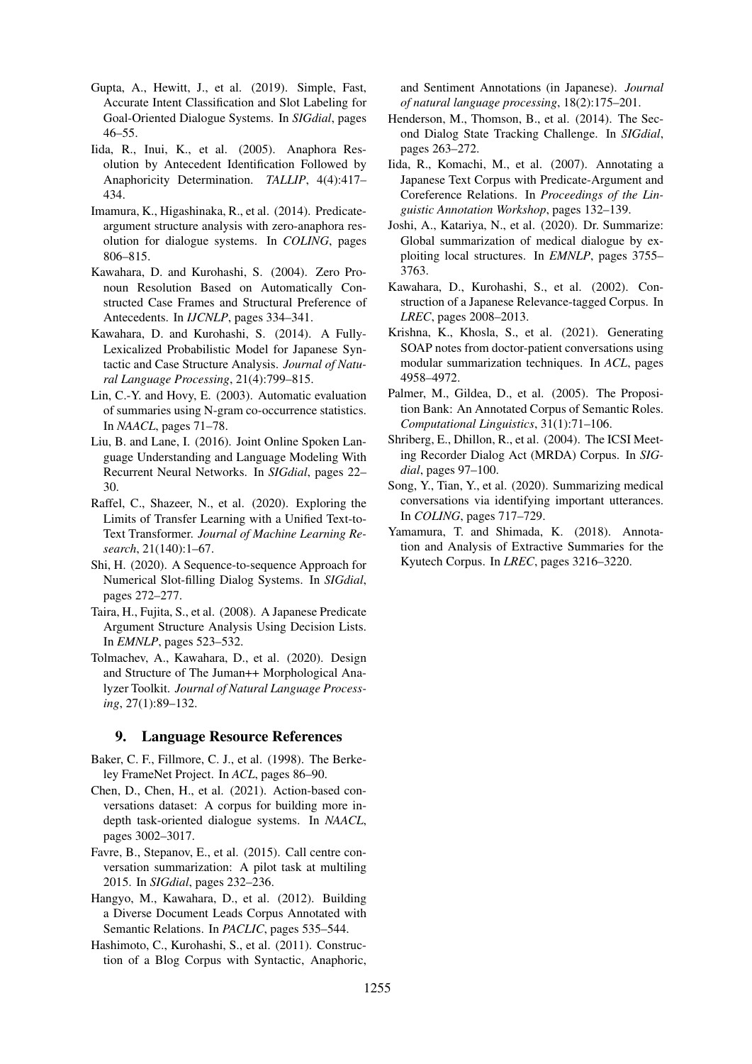Gupta, A., Hewitt, J., et al. (2019). Simple, Fast, Accurate Intent Classification and Slot Labeling for Goal-Oriented Dialogue Systems. In *SIGdial*, pages 46–55.

Iida, R., Inui, K., et al. (2005). Anaphora Resolution by Antecedent Identification Followed by Anaphoricity Determination. *TALLIP*, 4(4):417–434.

Imamura, K., Higashinaka, R., et al. (2014). Predicate-argument structure analysis with zero-anaphora resolution for dialogue systems. In *COLING*, pages 806–815.

Kawahara, D. and Kurohashi, S. (2004). Zero Pronoun Resolution Based on Automatically Constructed Case Frames and Structural Preference of Antecedents. In *IJCNLP*, pages 334–341.

Kawahara, D. and Kurohashi, S. (2014). A Fully-Lexicalized Probabilistic Model for Japanese Syntactic and Case Structure Analysis. *Journal of Natural Language Processing*, 21(4):799–815.

Lin, C.-Y. and Hovy, E. (2003). Automatic evaluation of summaries using N-gram co-occurrence statistics. In *NAACL*, pages 71–78.

Liu, B. and Lane, I. (2016). Joint Online Spoken Language Understanding and Language Modeling With Recurrent Neural Networks. In *SIGdial*, pages 22–30.

Raffel, C., Shazeer, N., et al. (2020). Exploring the Limits of Transfer Learning with a Unified Text-to-Text Transformer. *Journal of Machine Learning Research*, 21(140):1–67.

Shi, H. (2020). A Sequence-to-sequence Approach for Numerical Slot-filling Dialog Systems. In *SIGdial*, pages 272–277.

Taira, H., Fujita, S., et al. (2008). A Japanese Predicate Argument Structure Analysis Using Decision Lists. In *EMNLP*, pages 523–532.

Tolmachev, A., Kawahara, D., et al. (2020). Design and Structure of The Juman++ Morphological Analyzer Toolkit. *Journal of Natural Language Processing*, 27(1):89–132.

## 9. Language Resource References

Baker, C. F., Fillmore, C. J., et al. (1998). The Berkeley FrameNet Project. In *ACL*, pages 86–90.

Chen, D., Chen, H., et al. (2021). Action-based conversations dataset: A corpus for building more in-depth task-oriented dialogue systems. In *NAACL*, pages 3002–3017.

Favre, B., Stepanov, E., et al. (2015). Call centre conversation summarization: A pilot task at multiling 2015. In *SIGdial*, pages 232–236.

Hangyo, M., Kawahara, D., et al. (2012). Building a Diverse Document Leads Corpus Annotated with Semantic Relations. In *PACLIC*, pages 535–544.

Hashimoto, C., Kurohashi, S., et al. (2011). Construction of a Blog Corpus with Syntactic, Anaphoric, and Sentiment Annotations (in Japanese). *Journal of natural language processing*, 18(2):175–201.

Henderson, M., Thomson, B., et al. (2014). The Second Dialog State Tracking Challenge. In *SIGdial*, pages 263–272.

Iida, R., Komachi, M., et al. (2007). Annotating a Japanese Text Corpus with Predicate-Argument and Coreference Relations. In *Proceedings of the Linguistic Annotation Workshop*, pages 132–139.

Joshi, A., Katariya, N., et al. (2020). Dr. Summarize: Global summarization of medical dialogue by exploiting local structures. In *EMNLP*, pages 3755–3763.

Kawahara, D., Kurohashi, S., et al. (2002). Construction of a Japanese Relevance-tagged Corpus. In *LREC*, pages 2008–2013.

Krishna, K., Khosla, S., et al. (2021). Generating SOAP notes from doctor-patient conversations using modular summarization techniques. In *ACL*, pages 4958–4972.

Palmer, M., Gildea, D., et al. (2005). The Proposition Bank: An Annotated Corpus of Semantic Roles. *Computational Linguistics*, 31(1):71–106.

Shriberg, E., Dhillon, R., et al. (2004). The ICSI Meeting Recorder Dialog Act (MRDA) Corpus. In *SIGdial*, pages 97–100.

Song, Y., Tian, Y., et al. (2020). Summarizing medical conversations via identifying important utterances. In *COLING*, pages 717–729.

Yamamura, T. and Shimada, K. (2018). Annotation and Analysis of Extractive Summaries for the Kyutech Corpus. In *LREC*, pages 3216–3220.